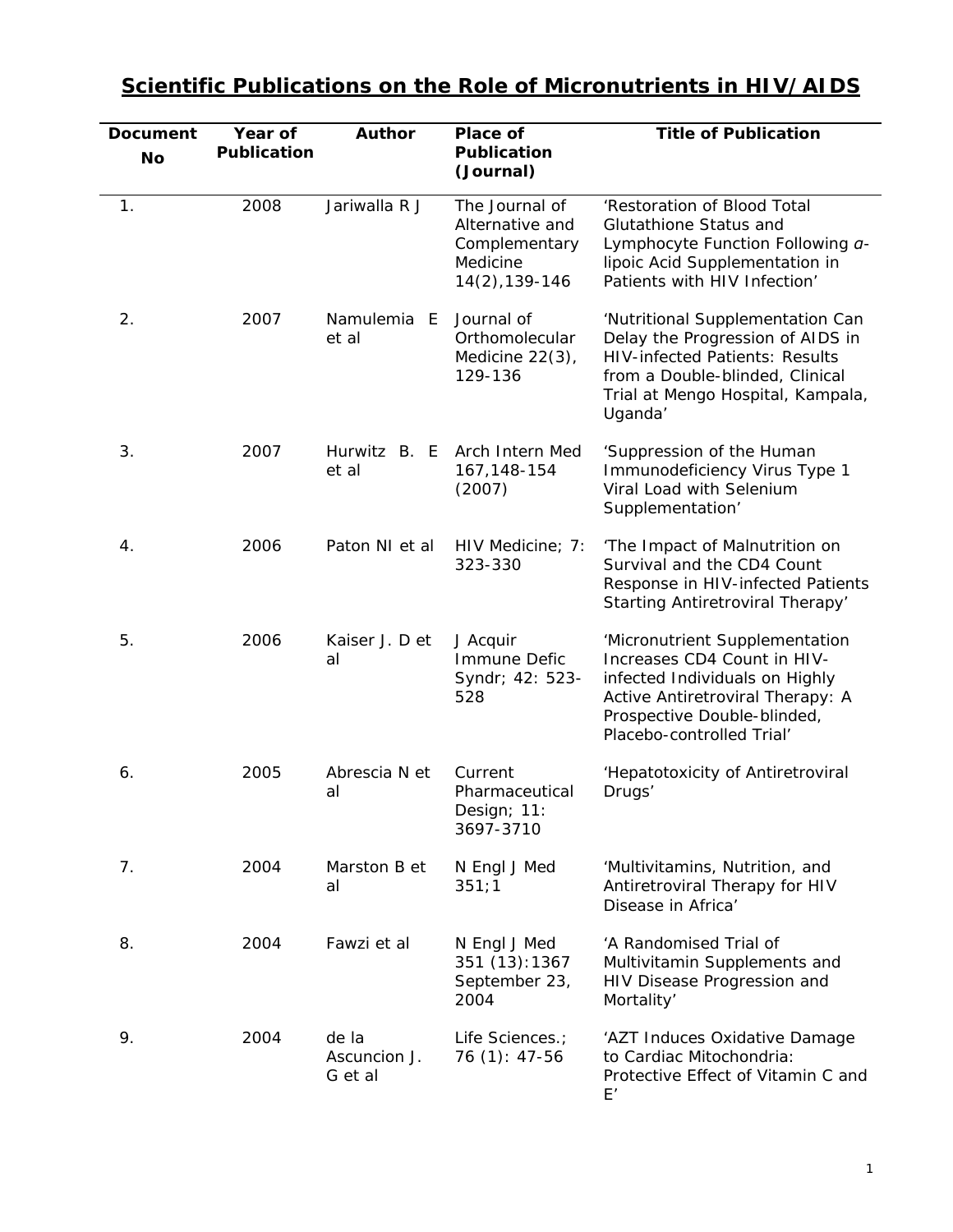# Scientific Publications on the Role of Micronutrients in HIV/AIDS

| Document No | Year of Publication | Author | Place of Publication (Journal) | Title of Publication |
|---|---|---|---|---|
| 1. | 2008 | Jariwalla R J | The Journal of Alternative and Complementary Medicine 14(2),139-146 | 'Restoration of Blood Total Glutathione Status and Lymphocyte Function Following α-lipoic Acid Supplementation in Patients with HIV Infection' |
| 2. | 2007 | Namulemia E et al | Journal of Orthomolecular Medicine 22(3), 129-136 | 'Nutritional Supplementation Can Delay the Progression of AIDS in HIV-infected Patients: Results from a Double-blinded, Clinical Trial at Mengo Hospital, Kampala, Uganda' |
| 3. | 2007 | Hurwitz B. E et al | Arch Intern Med 167,148-154 (2007) | 'Suppression of the Human Immunodeficiency Virus Type 1 Viral Load with Selenium Supplementation' |
| 4. | 2006 | Paton NI et al | HIV Medicine; 7: 323-330 | 'The Impact of Malnutrition on Survival and the CD4 Count Response in HIV-infected Patients Starting Antiretroviral Therapy' |
| 5. | 2006 | Kaiser J. D et al | J Acquir Immune Defic Syndr; 42: 523-528 | 'Micronutrient Supplementation Increases CD4 Count in HIV-infected Individuals on Highly Active Antiretroviral Therapy: A Prospective Double-blinded, Placebo-controlled Trial' |
| 6. | 2005 | Abrescia N et al | Current Pharmaceutical Design; 11: 3697-3710 | 'Hepatotoxicity of Antiretroviral Drugs' |
| 7. | 2004 | Marston B et al | N Engl J Med 351;1 | 'Multivitamins, Nutrition, and Antiretroviral Therapy for HIV Disease in Africa' |
| 8. | 2004 | Fawzi et al | N Engl J Med 351 (13):1367 September 23, 2004 | 'A Randomised Trial of Multivitamin Supplements and HIV Disease Progression and Mortality' |
| 9. | 2004 | de la Ascuncion J. G et al | Life Sciences.; 76 (1): 47-56 | 'AZT Induces Oxidative Damage to Cardiac Mitochondria: Protective Effect of Vitamin C and E' |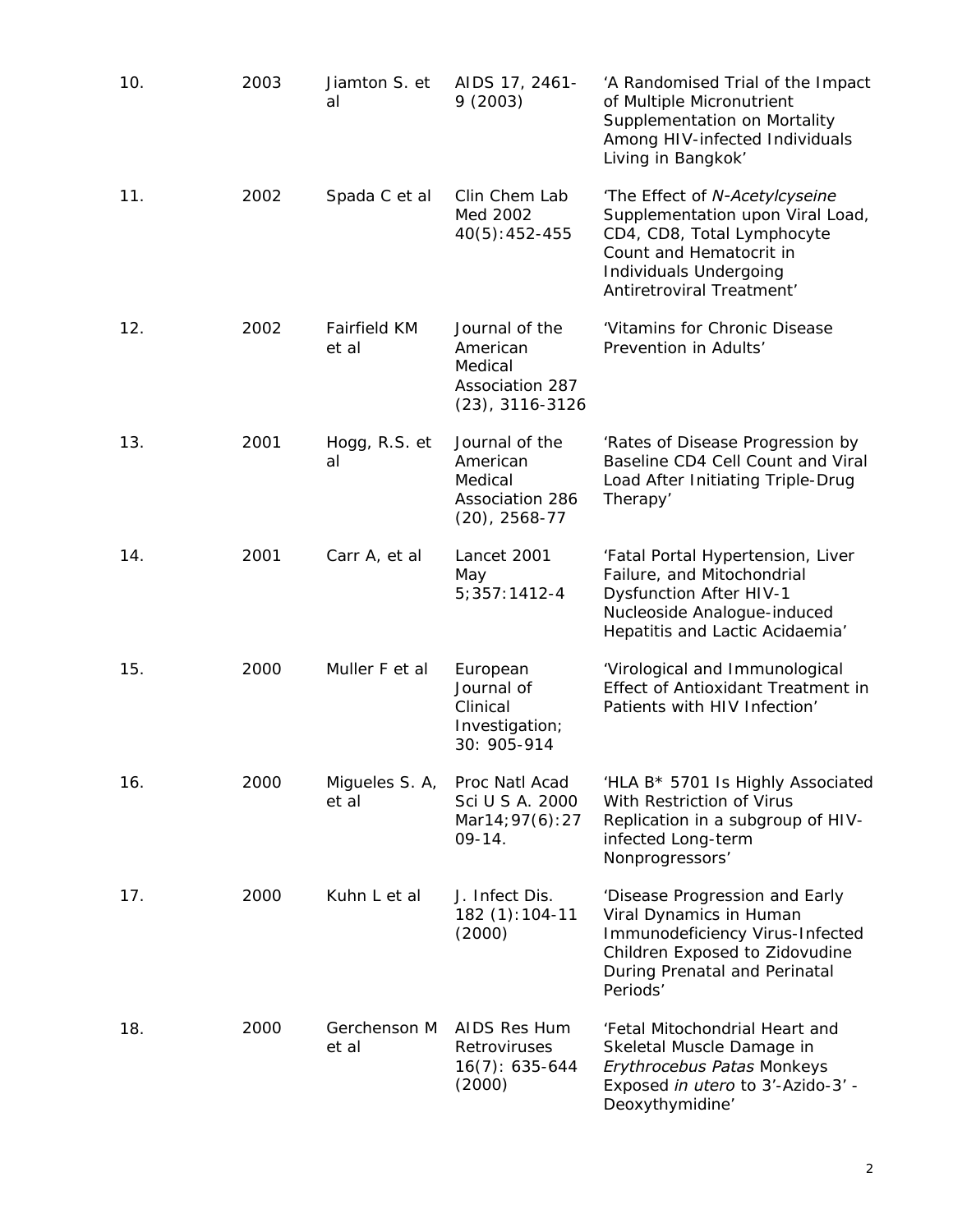| | | | | |
|---|---|---|---|---|
| 10. | 2003 | Jiamton S. et al | AIDS 17, 2461-9 (2003) | 'A Randomised Trial of the Impact of Multiple Micronutrient Supplementation on Mortality Among HIV-infected Individuals Living in Bangkok' |
| 11. | 2002 | Spada C et al | Clin Chem Lab Med 2002 40(5):452-455 | 'The Effect of *N-Acetylcyseine* Supplementation upon Viral Load, CD4, CD8, Total Lymphocyte Count and Hematocrit in Individuals Undergoing Antiretroviral Treatment' |
| 12. | 2002 | Fairfield KM et al | Journal of the American Medical Association 287 (23), 3116-3126 | 'Vitamins for Chronic Disease Prevention in Adults' |
| 13. | 2001 | Hogg, R.S. et al | Journal of the American Medical Association 286 (20), 2568-77 | 'Rates of Disease Progression by Baseline CD4 Cell Count and Viral Load After Initiating Triple-Drug Therapy' |
| 14. | 2001 | Carr A, et al | Lancet 2001 May 5;357:1412-4 | 'Fatal Portal Hypertension, Liver Failure, and Mitochondrial Dysfunction After HIV-1 Nucleoside Analogue-induced Hepatitis and Lactic Acidaemia' |
| 15. | 2000 | Muller F et al | European Journal of Clinical Investigation; 30: 905-914 | 'Virological and Immunological Effect of Antioxidant Treatment in Patients with HIV Infection' |
| 16. | 2000 | Migueles S. A, et al | Proc Natl Acad Sci U S A. 2000 Mar14;97(6):2709-14. | 'HLA B* 5701 Is Highly Associated With Restriction of Virus Replication in a subgroup of HIV-infected Long-term Nonprogressors' |
| 17. | 2000 | Kuhn L et al | J. Infect Dis. 182 (1):104-11 (2000) | 'Disease Progression and Early Viral Dynamics in Human Immunodeficiency Virus-Infected Children Exposed to Zidovudine During Prenatal and Perinatal Periods' |
| 18. | 2000 | Gerchenson M et al | AIDS Res Hum Retroviruses 16(7): 635-644 (2000) | 'Fetal Mitochondrial Heart and Skeletal Muscle Damage in *Erythrocebus Patas* Monkeys Exposed *in utero* to 3'-Azido-3' -Deoxythymidine' |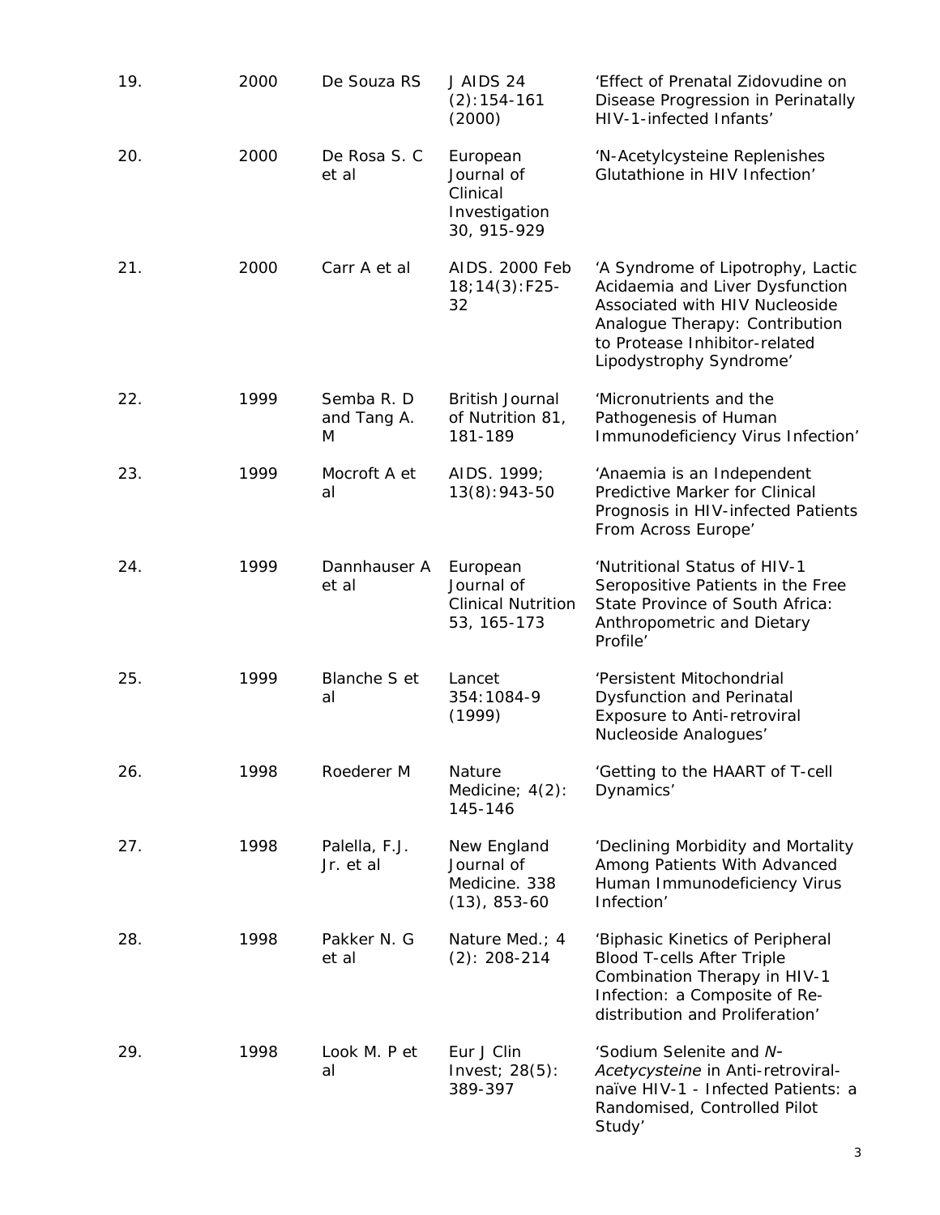| | | | | |
|---|---|---|---|---|
| 19. | 2000 | De Souza RS | J AIDS 24 (2):154-161 (2000) | 'Effect of Prenatal Zidovudine on Disease Progression in Perinatally HIV-1-infected Infants' |
| 20. | 2000 | De Rosa S. C et al | European Journal of Clinical Investigation 30, 915-929 | 'N-Acetylcysteine Replenishes Glutathione in HIV Infection' |
| 21. | 2000 | Carr A et al | AIDS. 2000 Feb 18;14(3):F25-32 | 'A Syndrome of Lipotrophy, Lactic Acidaemia and Liver Dysfunction Associated with HIV Nucleoside Analogue Therapy: Contribution to Protease Inhibitor-related Lipodystrophy Syndrome' |
| 22. | 1999 | Semba R. D and Tang A. M | British Journal of Nutrition 81, 181-189 | 'Micronutrients and the Pathogenesis of Human Immunodeficiency Virus Infection' |
| 23. | 1999 | Mocroft A et al | AIDS. 1999; 13(8):943-50 | 'Anaemia is an Independent Predictive Marker for Clinical Prognosis in HIV-infected Patients From Across Europe' |
| 24. | 1999 | Dannhauser A et al | European Journal of Clinical Nutrition 53, 165-173 | 'Nutritional Status of HIV-1 Seropositive Patients in the Free State Province of South Africa: Anthropometric and Dietary Profile' |
| 25. | 1999 | Blanche S et al | Lancet 354:1084-9 (1999) | 'Persistent Mitochondrial Dysfunction and Perinatal Exposure to Anti-retroviral Nucleoside Analogues' |
| 26. | 1998 | Roederer M | Nature Medicine; 4(2): 145-146 | 'Getting to the HAART of T-cell Dynamics' |
| 27. | 1998 | Palella, F.J. Jr. et al | New England Journal of Medicine. 338 (13), 853-60 | 'Declining Morbidity and Mortality Among Patients With Advanced Human Immunodeficiency Virus Infection' |
| 28. | 1998 | Pakker N. G et al | Nature Med.; 4 (2): 208-214 | 'Biphasic Kinetics of Peripheral Blood T-cells After Triple Combination Therapy in HIV-1 Infection: a Composite of Re-distribution and Proliferation' |
| 29. | 1998 | Look M. P et al | Eur J Clin Invest; 28(5): 389-397 | 'Sodium Selenite and *N-Acetycysteine* in Anti-retroviral-naïve HIV-1 - Infected Patients: a Randomised, Controlled Pilot Study' |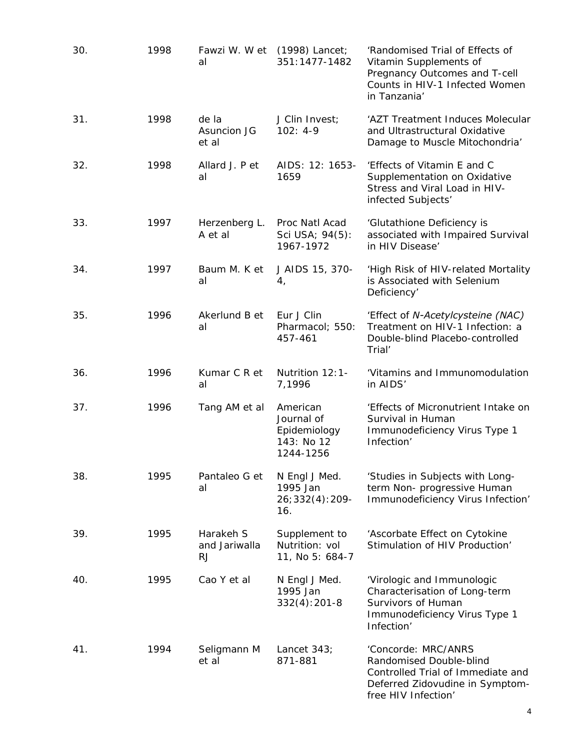| | | | | |
|---|---|---|---|---|
| 30. | 1998 | Fawzi W. W et al | (1998) Lancet; 351:1477-1482 | 'Randomised Trial of Effects of Vitamin Supplements of Pregnancy Outcomes and T-cell Counts in HIV-1 Infected Women in Tanzania' |
| 31. | 1998 | de la Asuncion JG et al | J Clin Invest; 102: 4-9 | 'AZT Treatment Induces Molecular and Ultrastructural Oxidative Damage to Muscle Mitochondria' |
| 32. | 1998 | Allard J. P et al | AIDS: 12: 1653-1659 | 'Effects of Vitamin E and C Supplementation on Oxidative Stress and Viral Load in HIV-infected Subjects' |
| 33. | 1997 | Herzenberg L. A et al | Proc Natl Acad Sci USA; 94(5): 1967-1972 | 'Glutathione Deficiency is associated with Impaired Survival in HIV Disease' |
| 34. | 1997 | Baum M. K et al | J AIDS 15, 370-4, | 'High Risk of HIV-related Mortality is Associated with Selenium Deficiency' |
| 35. | 1996 | Akerlund B et al | Eur J Clin Pharmacol; 550: 457-461 | 'Effect of *N-Acetylcysteine (NAC)* Treatment on HIV-1 Infection: a Double-blind Placebo-controlled Trial' |
| 36. | 1996 | Kumar C R et al | Nutrition 12:1-7,1996 | 'Vitamins and Immunomodulation in AIDS' |
| 37. | 1996 | Tang AM et al | American Journal of Epidemiology 143: No 12 1244-1256 | 'Effects of Micronutrient Intake on Survival in Human Immunodeficiency Virus Type 1 Infection' |
| 38. | 1995 | Pantaleo G et al | N Engl J Med. 1995 Jan 26;332(4):209-16. | 'Studies in Subjects with Long-term Non- progressive Human Immunodeficiency Virus Infection' |
| 39. | 1995 | Harakeh S and Jariwalla RJ | Supplement to Nutrition: vol 11, No 5: 684-7 | 'Ascorbate Effect on Cytokine Stimulation of HIV Production' |
| 40. | 1995 | Cao Y et al | N Engl J Med. 1995 Jan 332(4):201-8 | 'Virologic and Immunologic Characterisation of Long-term Survivors of Human Immunodeficiency Virus Type 1 Infection' |
| 41. | 1994 | Seligmann M et al | Lancet 343; 871-881 | 'Concorde: MRC/ANRS Randomised Double-blind Controlled Trial of Immediate and Deferred Zidovudine in Symptom-free HIV Infection' |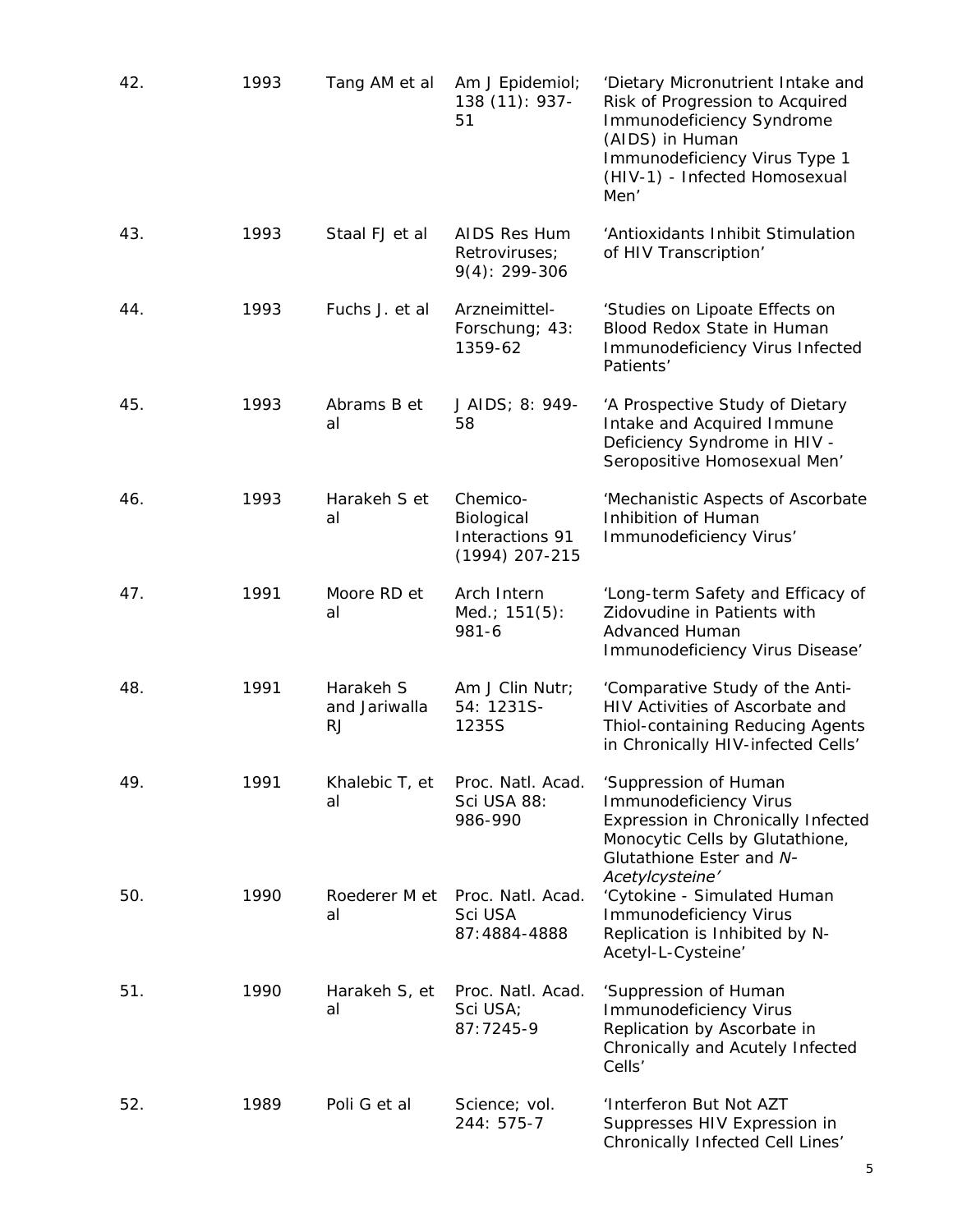| | | | | |
|---|---|---|---|---|
| 42. | 1993 | Tang AM et al | Am J Epidemiol; 138 (11): 937-51 | 'Dietary Micronutrient Intake and Risk of Progression to Acquired Immunodeficiency Syndrome (AIDS) in Human Immunodeficiency Virus Type 1 (HIV-1) - Infected Homosexual Men' |
| 43. | 1993 | Staal FJ et al | AIDS Res Hum Retroviruses; 9(4): 299-306 | 'Antioxidants Inhibit Stimulation of HIV Transcription' |
| 44. | 1993 | Fuchs J. et al | Arzneimittel-Forschung; 43: 1359-62 | 'Studies on Lipoate Effects on Blood Redox State in Human Immunodeficiency Virus Infected Patients' |
| 45. | 1993 | Abrams B et al | J AIDS; 8: 949-58 | 'A Prospective Study of Dietary Intake and Acquired Immune Deficiency Syndrome in HIV - Seropositive Homosexual Men' |
| 46. | 1993 | Harakeh S et al | Chemico-Biological Interactions 91 (1994) 207-215 | 'Mechanistic Aspects of Ascorbate Inhibition of Human Immunodeficiency Virus' |
| 47. | 1991 | Moore RD et al | Arch Intern Med.; 151(5): 981-6 | 'Long-term Safety and Efficacy of Zidovudine in Patients with Advanced Human Immunodeficiency Virus Disease' |
| 48. | 1991 | Harakeh S and Jariwalla RJ | Am J Clin Nutr; 54: 1231S-1235S | 'Comparative Study of the Anti-HIV Activities of Ascorbate and Thiol-containing Reducing Agents in Chronically HIV-infected Cells' |
| 49. | 1991 | Khalebic T, et al | Proc. Natl. Acad. Sci USA 88: 986-990 | 'Suppression of Human Immunodeficiency Virus Expression in Chronically Infected Monocytic Cells by Glutathione, Glutathione Ester and *N-Acetylcysteine'* |
| 50. | 1990 | Roederer M et al | Proc. Natl. Acad. Sci USA 87:4884-4888 | 'Cytokine - Simulated Human Immunodeficiency Virus Replication is Inhibited by N-Acetyl-L-Cysteine' |
| 51. | 1990 | Harakeh S, et al | Proc. Natl. Acad. Sci USA; 87:7245-9 | 'Suppression of Human Immunodeficiency Virus Replication by Ascorbate in Chronically and Acutely Infected Cells' |
| 52. | 1989 | Poli G et al | Science; vol. 244: 575-7 | 'Interferon But Not AZT Suppresses HIV Expression in Chronically Infected Cell Lines' |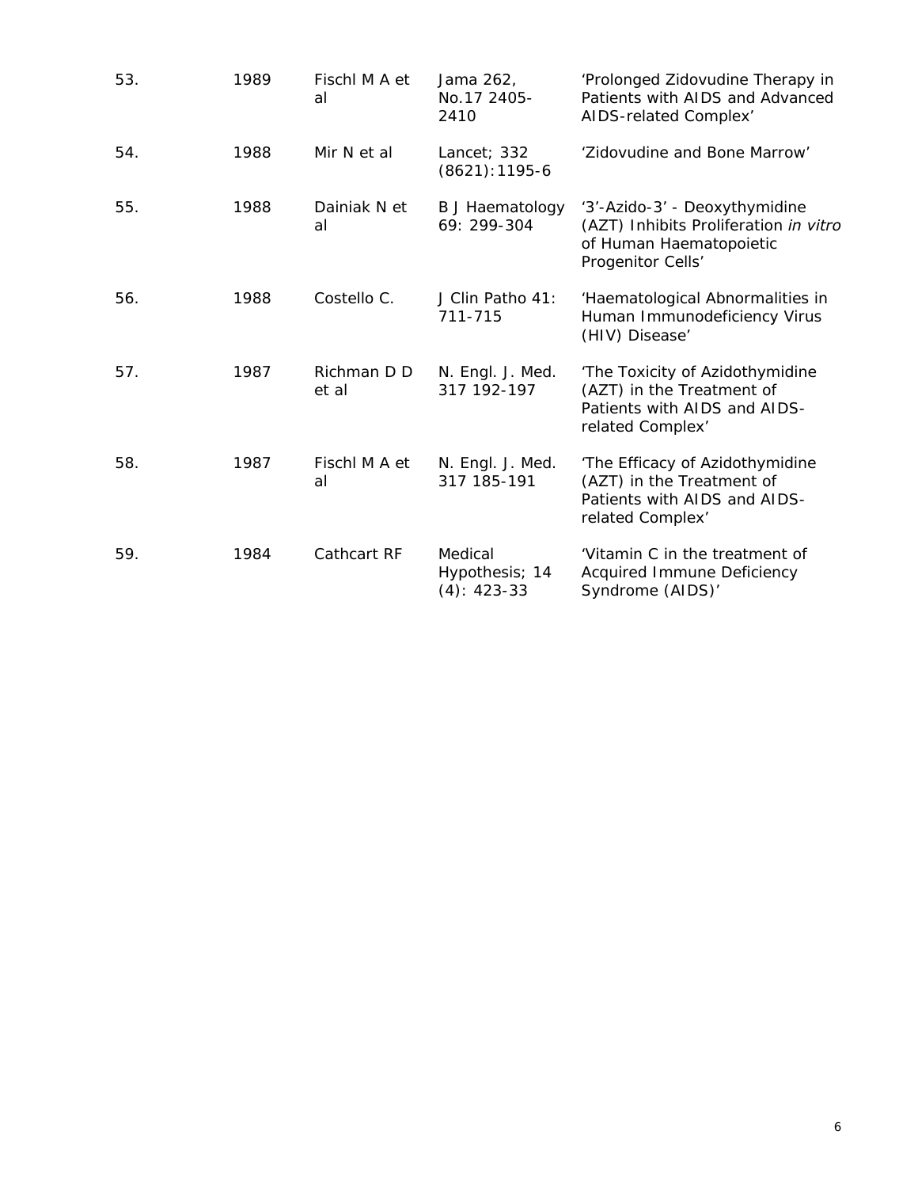| | | | | |
|---|---|---|---|---|
| 53. | 1989 | Fischl M A et al | Jama 262, No.17 2405-2410 | 'Prolonged Zidovudine Therapy in Patients with AIDS and Advanced AIDS-related Complex' |
| 54. | 1988 | Mir N et al | Lancet; 332 (8621):1195-6 | 'Zidovudine and Bone Marrow' |
| 55. | 1988 | Dainiak N et al | B J Haematology 69: 299-304 | '3'-Azido-3' - Deoxythymidine (AZT) Inhibits Proliferation *in vitro* of Human Haematopoietic Progenitor Cells' |
| 56. | 1988 | Costello C. | J Clin Patho 41: 711-715 | 'Haematological Abnormalities in Human Immunodeficiency Virus (HIV) Disease' |
| 57. | 1987 | Richman D D et al | N. Engl. J. Med. 317 192-197 | 'The Toxicity of Azidothymidine (AZT) in the Treatment of Patients with AIDS and AIDS-related Complex' |
| 58. | 1987 | Fischl M A et al | N. Engl. J. Med. 317 185-191 | 'The Efficacy of Azidothymidine (AZT) in the Treatment of Patients with AIDS and AIDS-related Complex' |
| 59. | 1984 | Cathcart RF | Medical Hypothesis; 14 (4): 423-33 | 'Vitamin C in the treatment of Acquired Immune Deficiency Syndrome (AIDS)' |